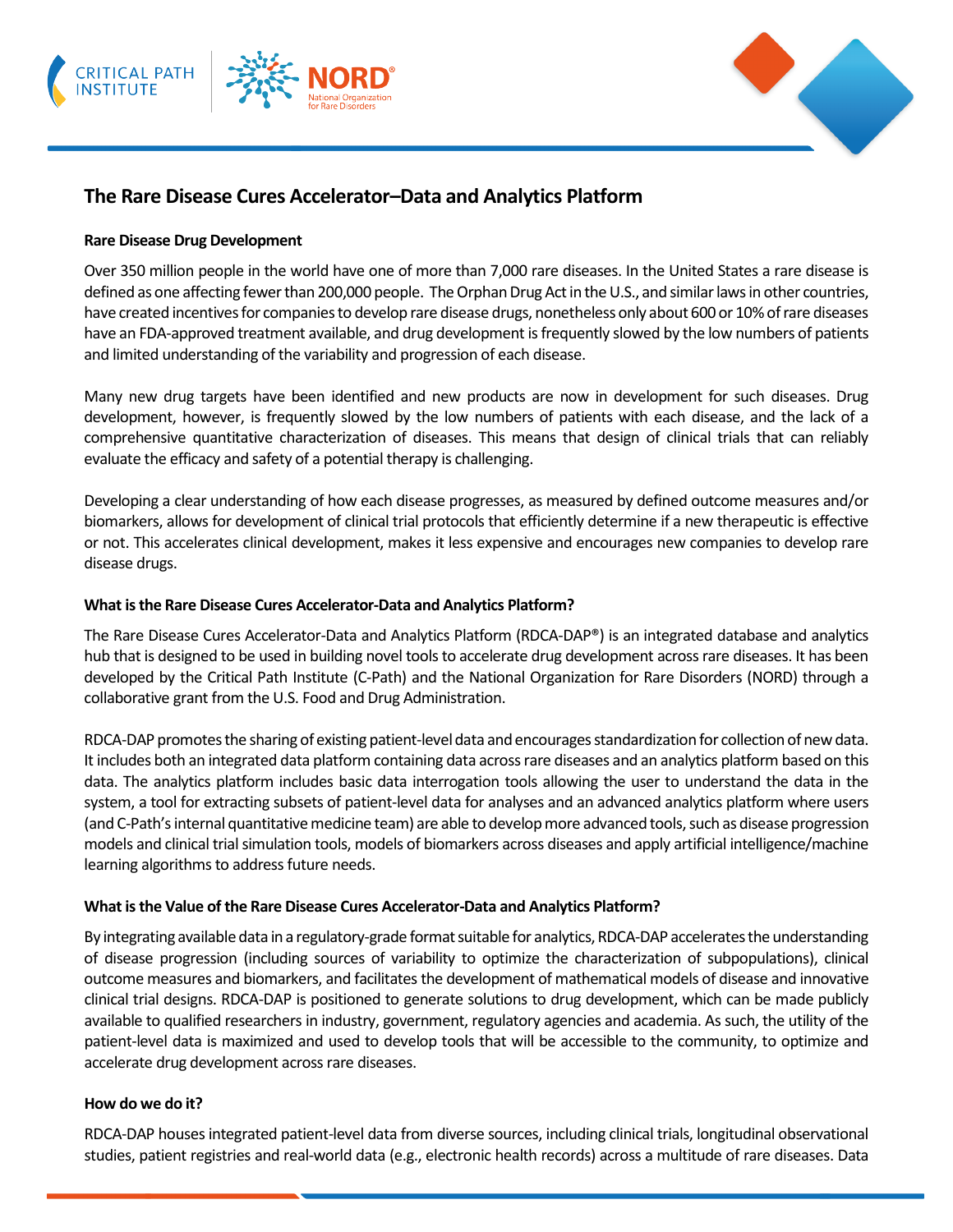# The Rare Disease Cures Accelerator–Data and Analytics Platform

## Rare Disease Drug Development

Over 350 million people in the world have one of more than 7,000 rare diseases. In the United States a rare disease is defined as one affecting fewer than 200,000 people. The Orphan Drug Act in the U.S., and similar laws in other countries, have created incentives for companies to develop rare disease drugs, nonetheless only about 600 or 10% of rare diseases have an FDA-approved treatment available, and drug development is frequently slowed by the low numbers of patients and limited understanding of the variability and progression of each disease.

Many new drug targets have been identified and new products are now in development for such diseases. Drug development, however, is frequently slowed by the low numbers of patients with each disease, and the lack of a comprehensive quantitative characterization of diseases. This means that design of clinical trials that can reliably evaluate the efficacy and safety of a potential therapy is challenging.

Developing a clear understanding of how each disease progresses, as measured by defined outcome measures and/or biomarkers, allows for development of clinical trial protocols that efficiently determine if a new therapeutic is effective or not. This accelerates clinical development, makes it less expensive and encourages new companies to develop rare disease drugs.

## What is the Rare Disease Cures Accelerator-Data and Analytics Platform?

The Rare Disease Cures Accelerator-Data and Analytics Platform (RDCA-DAP®) is an integrated database and analytics hub that is designed to be used in building novel tools to accelerate drug development across rare diseases. It has been developed by the Critical Path Institute (C-Path) and the National Organization for Rare Disorders (NORD) through a collaborative grant from the U.S. Food and Drug Administration.

RDCA-DAP promotes the sharing of existing patient-level data and encourages standardization for collection of new data. It includes both an integrated data platform containing data across rare diseases and an analytics platform based on this data. The analytics platform includes basic data interrogation tools allowing the user to understand the data in the system, a tool for extracting subsets of patient-level data for analyses and an advanced analytics platform where users (and C-Path's internal quantitative medicine team) are able to develop more advanced tools, such as disease progression models and clinical trial simulation tools, models of biomarkers across diseases and apply artificial intelligence/machine learning algorithms to address future needs.

## What is the Value of the Rare Disease Cures Accelerator-Data and Analytics Platform?

By integrating available data in a regulatory-grade format suitable for analytics, RDCA-DAP accelerates the understanding of disease progression (including sources of variability to optimize the characterization of subpopulations), clinical outcome measures and biomarkers, and facilitates the development of mathematical models of disease and innovative clinical trial designs. RDCA-DAP is positioned to generate solutions to drug development, which can be made publicly available to qualified researchers in industry, government, regulatory agencies and academia. As such, the utility of the patient-level data is maximized and used to develop tools that will be accessible to the community, to optimize and accelerate drug development across rare diseases.

## How do we do it?

RDCA-DAP houses integrated patient-level data from diverse sources, including clinical trials, longitudinal observational studies, patient registries and real-world data (e.g., electronic health records) across a multitude of rare diseases. Data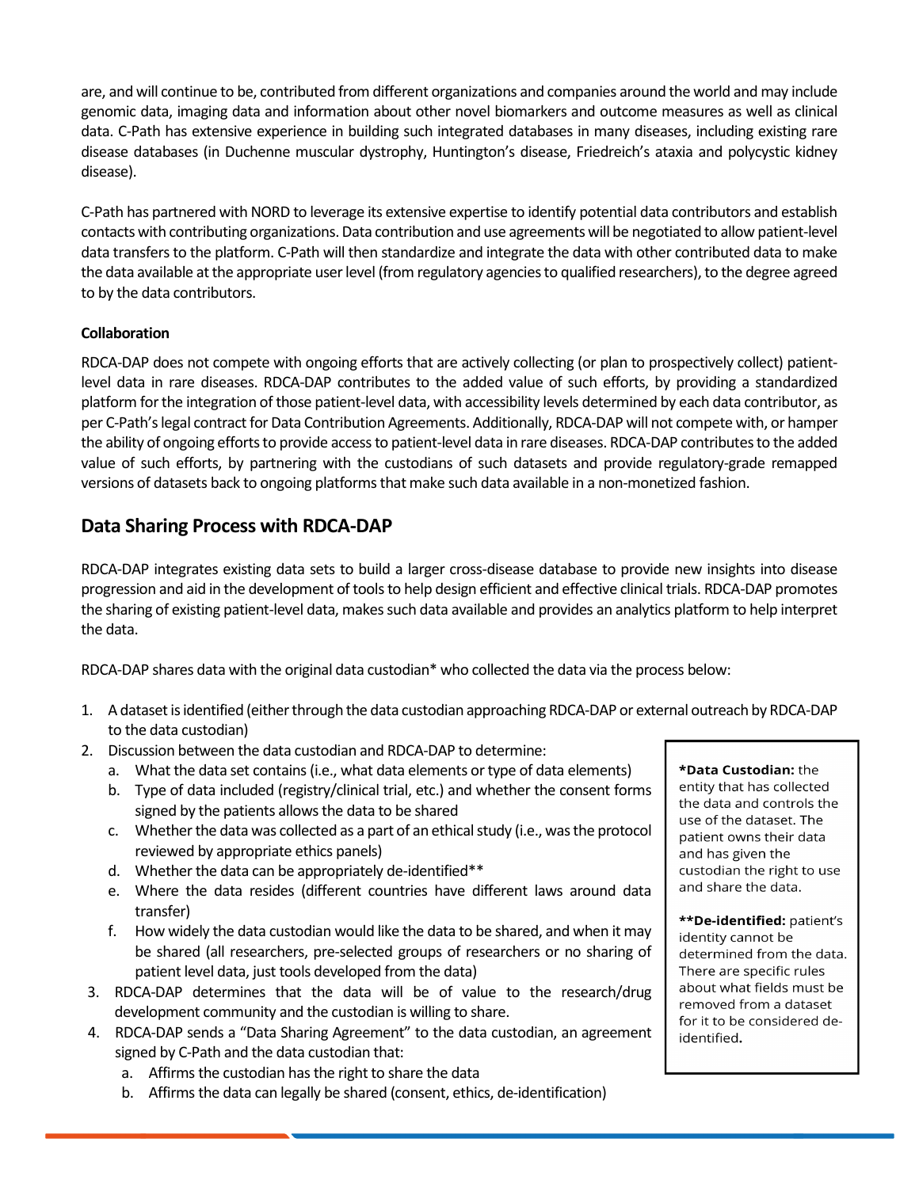are, and will continue to be, contributed from different organizations and companies around the world and may include genomic data, imaging data and information about other novel biomarkers and outcome measures as well as clinical data. C-Path has extensive experience in building such integrated databases in many diseases, including existing rare disease databases (in Duchenne muscular dystrophy, Huntington's disease, Friedreich's ataxia and polycystic kidney disease).

C-Path has partnered with NORD to leverage its extensive expertise to identify potential data contributors and establish contacts with contributing organizations. Data contribution and use agreements will be negotiated to allow patient-level data transfers to the platform. C-Path will then standardize and integrate the data with other contributed data to make the data available at the appropriate user level (from regulatory agencies to qualified researchers), to the degree agreed to by the data contributors.

**Collaboration**

RDCA-DAP does not compete with ongoing efforts that are actively collecting (or plan to prospectively collect) patient-level data in rare diseases. RDCA-DAP contributes to the added value of such efforts, by providing a standardized platform for the integration of those patient-level data, with accessibility levels determined by each data contributor, as per C-Path's legal contract for Data Contribution Agreements. Additionally, RDCA-DAP will not compete with, or hamper the ability of ongoing efforts to provide access to patient-level data in rare diseases. RDCA-DAP contributes to the added value of such efforts, by partnering with the custodians of such datasets and provide regulatory-grade remapped versions of datasets back to ongoing platforms that make such data available in a non-monetized fashion.

## Data Sharing Process with RDCA-DAP

RDCA-DAP integrates existing data sets to build a larger cross-disease database to provide new insights into disease progression and aid in the development of tools to help design efficient and effective clinical trials. RDCA-DAP promotes the sharing of existing patient-level data, makes such data available and provides an analytics platform to help interpret the data.

RDCA-DAP shares data with the original data custodian* who collected the data via the process below:

1. A dataset is identified (either through the data custodian approaching RDCA-DAP or external outreach by RDCA-DAP to the data custodian)
2. Discussion between the data custodian and RDCA-DAP to determine:
   a. What the data set contains (i.e., what data elements or type of data elements)
   b. Type of data included (registry/clinical trial, etc.) and whether the consent forms signed by the patients allows the data to be shared
   c. Whether the data was collected as a part of an ethical study (i.e., was the protocol reviewed by appropriate ethics panels)
   d. Whether the data can be appropriately de-identified**
   e. Where the data resides (different countries have different laws around data transfer)
   f. How widely the data custodian would like the data to be shared, and when it may be shared (all researchers, pre-selected groups of researchers or no sharing of patient level data, just tools developed from the data)
3. RDCA-DAP determines that the data will be of value to the research/drug development community and the custodian is willing to share.
4. RDCA-DAP sends a "Data Sharing Agreement" to the data custodian, an agreement signed by C-Path and the data custodian that:
   a. Affirms the custodian has the right to share the data
   b. Affirms the data can legally be shared (consent, ethics, de-identification)

**\*Data Custodian:** the entity that has collected the data and controls the use of the dataset. The patient owns their data and has given the custodian the right to use and share the data.

**\*\*De-identified:** patient's identity cannot be determined from the data. There are specific rules about what fields must be removed from a dataset for it to be considered de-identified.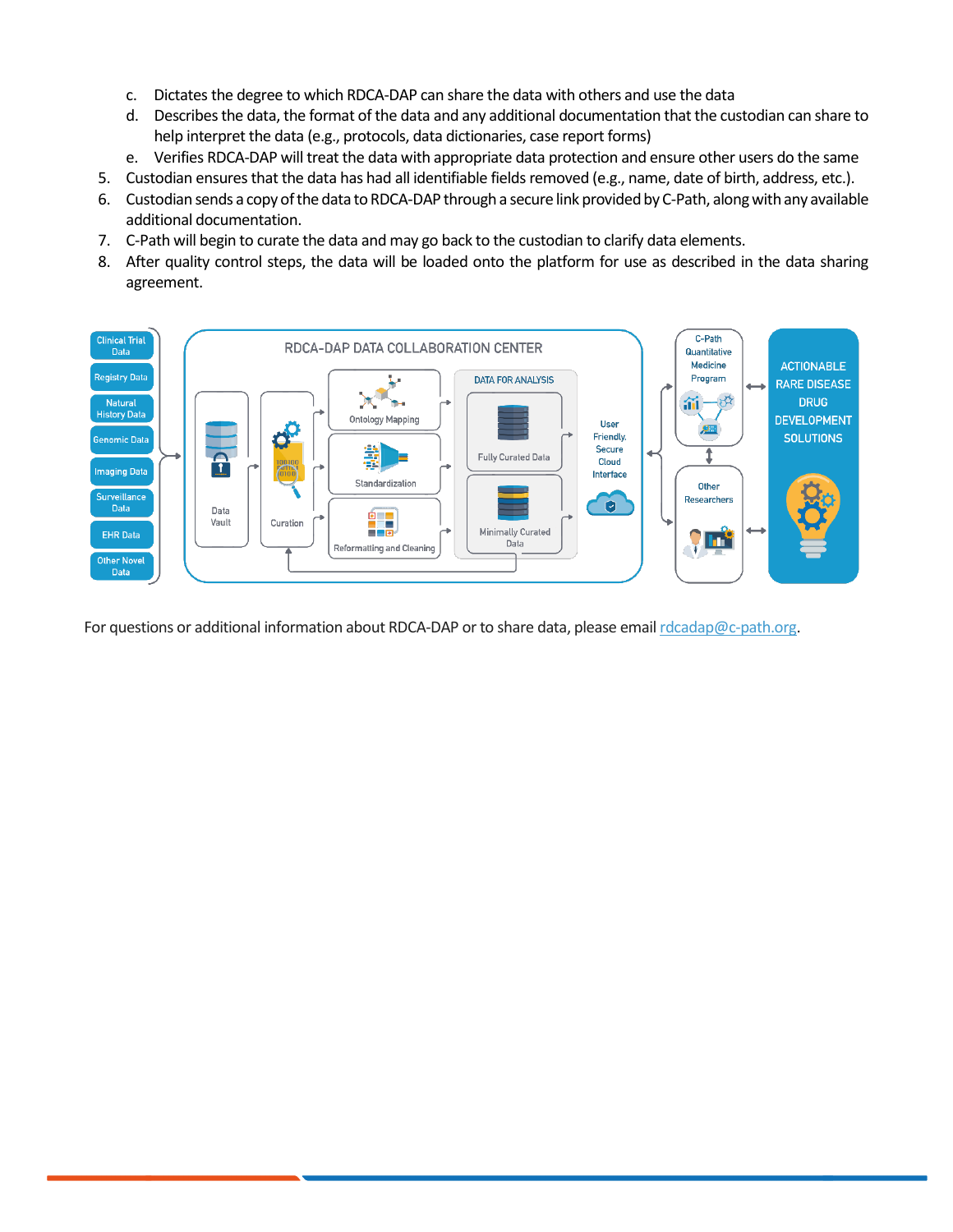c. Dictates the degree to which RDCA-DAP can share the data with others and use the data
   d. Describes the data, the format of the data and any additional documentation that the custodian can share to help interpret the data (e.g., protocols, data dictionaries, case report forms)
   e. Verifies RDCA-DAP will treat the data with appropriate data protection and ensure other users do the same
5. Custodian ensures that the data has had all identifiable fields removed (e.g., name, date of birth, address, etc.).
6. Custodian sends a copy of the data to RDCA-DAP through a secure link provided by C-Path, along with any available additional documentation.
7. C-Path will begin to curate the data and may go back to the custodian to clarify data elements.
8. After quality control steps, the data will be loaded onto the platform for use as described in the data sharing agreement.

Clinical Trial Data
Registry Data
Natural History Data
Genomic Data
Imaging Data
Surveillance Data
EHR Data
Other Novel Data

RDCA-DAP DATA COLLABORATION CENTER
Data Vault
Curation
Ontology Mapping
Standardization
Reformatting and Cleaning
DATA FOR ANALYSIS
Fully Curated Data
Minimally Curated Data
User Friendly, Secure Cloud Interface

C-Path Quantitative Medicine Program
Other Researchers

ACTIONABLE RARE DISEASE DRUG DEVELOPMENT SOLUTIONS

For questions or additional information about RDCA-DAP or to share data, please email rdcadap@c-path.org.